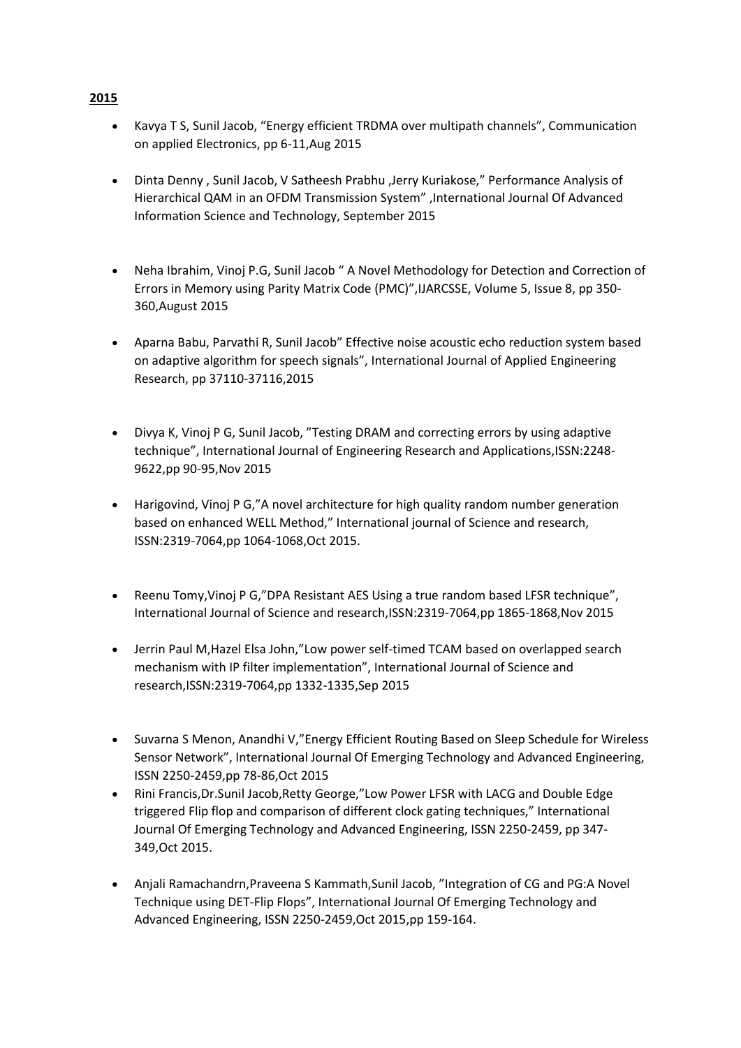**2015**

- Kavya T S, Sunil Jacob, “Energy efficient TRDMA over multipath channels”, Communication on applied Electronics, pp 6-11,Aug 2015

- Dinta Denny , Sunil Jacob, V Satheesh Prabhu ,Jerry Kuriakose,” Performance Analysis of Hierarchical QAM in an OFDM Transmission System” ,International Journal Of Advanced Information Science and Technology, September 2015

- Neha Ibrahim, Vinoj P.G, Sunil Jacob “ A Novel Methodology for Detection and Correction of Errors in Memory using Parity Matrix Code (PMC)”,IJARCSSE, Volume 5, Issue 8, pp 350-360,August 2015

- Aparna Babu, Parvathi R, Sunil Jacob” Effective noise acoustic echo reduction system based on adaptive algorithm for speech signals”, International Journal of Applied Engineering Research, pp 37110-37116,2015

- Divya K, Vinoj P G, Sunil Jacob, ”Testing DRAM and correcting errors by using adaptive technique”, International Journal of Engineering Research and Applications,ISSN:2248-9622,pp 90-95,Nov 2015

- Harigovind, Vinoj P G,”A novel architecture for high quality random number generation based on enhanced WELL Method,” International journal of Science and research, ISSN:2319-7064,pp 1064-1068,Oct 2015.

- Reenu Tomy,Vinoj P G,”DPA Resistant AES Using a true random based LFSR technique”, International Journal of Science and research,ISSN:2319-7064,pp 1865-1868,Nov 2015

- Jerrin Paul M,Hazel Elsa John,”Low power self-timed TCAM based on overlapped search mechanism with IP filter implementation”, International Journal of Science and research,ISSN:2319-7064,pp 1332-1335,Sep 2015

- Suvarna S Menon, Anandhi V,”Energy Efficient Routing Based on Sleep Schedule for Wireless Sensor Network”, International Journal Of Emerging Technology and Advanced Engineering, ISSN 2250-2459,pp 78-86,Oct 2015
- Rini Francis,Dr.Sunil Jacob,Retty George,”Low Power LFSR with LACG and Double Edge triggered Flip flop and comparison of different clock gating techniques,” International Journal Of Emerging Technology and Advanced Engineering, ISSN 2250-2459, pp 347-349,Oct 2015.

- Anjali Ramachandrn,Praveena S Kammath,Sunil Jacob, ”Integration of CG and PG:A Novel Technique using DET-Flip Flops”, International Journal Of Emerging Technology and Advanced Engineering, ISSN 2250-2459,Oct 2015,pp 159-164.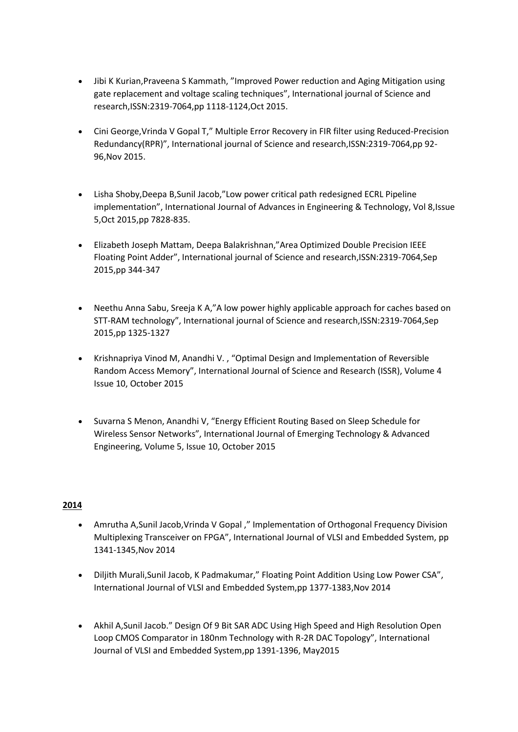- Jibi K Kurian,Praveena S Kammath, ”Improved Power reduction and Aging Mitigation using gate replacement and voltage scaling techniques”, International journal of Science and research,ISSN:2319-7064,pp 1118-1124,Oct 2015.

- Cini George,Vrinda V Gopal T,” Multiple Error Recovery in FIR filter using Reduced-Precision Redundancy(RPR)”, International journal of Science and research,ISSN:2319-7064,pp 92-96,Nov 2015.

- Lisha Shoby,Deepa B,Sunil Jacob,”Low power critical path redesigned ECRL Pipeline implementation”, International Journal of Advances in Engineering & Technology, Vol 8,Issue 5,Oct 2015,pp 7828-835.

- Elizabeth Joseph Mattam, Deepa Balakrishnan,”Area Optimized Double Precision IEEE Floating Point Adder”, International journal of Science and research,ISSN:2319-7064,Sep 2015,pp 344-347

- Neethu Anna Sabu, Sreeja K A,”A low power highly applicable approach for caches based on STT-RAM technology”, International journal of Science and research,ISSN:2319-7064,Sep 2015,pp 1325-1327

- Krishnapriya Vinod M, Anandhi V. , “Optimal Design and Implementation of Reversible Random Access Memory”, International Journal of Science and Research (ISSR), Volume 4 Issue 10, October 2015

- Suvarna S Menon, Anandhi V, “Energy Efficient Routing Based on Sleep Schedule for Wireless Sensor Networks”, International Journal of Emerging Technology & Advanced Engineering, Volume 5, Issue 10, October 2015

**2014**

- Amrutha A,Sunil Jacob,Vrinda V Gopal ,” Implementation of Orthogonal Frequency Division Multiplexing Transceiver on FPGA”, International Journal of VLSI and Embedded System, pp 1341-1345,Nov 2014

- Diljith Murali,Sunil Jacob, K Padmakumar,” Floating Point Addition Using Low Power CSA”, International Journal of VLSI and Embedded System,pp 1377-1383,Nov 2014

- Akhil A,Sunil Jacob.” Design Of 9 Bit SAR ADC Using High Speed and High Resolution Open Loop CMOS Comparator in 180nm Technology with R-2R DAC Topology”, International Journal of VLSI and Embedded System,pp 1391-1396, May2015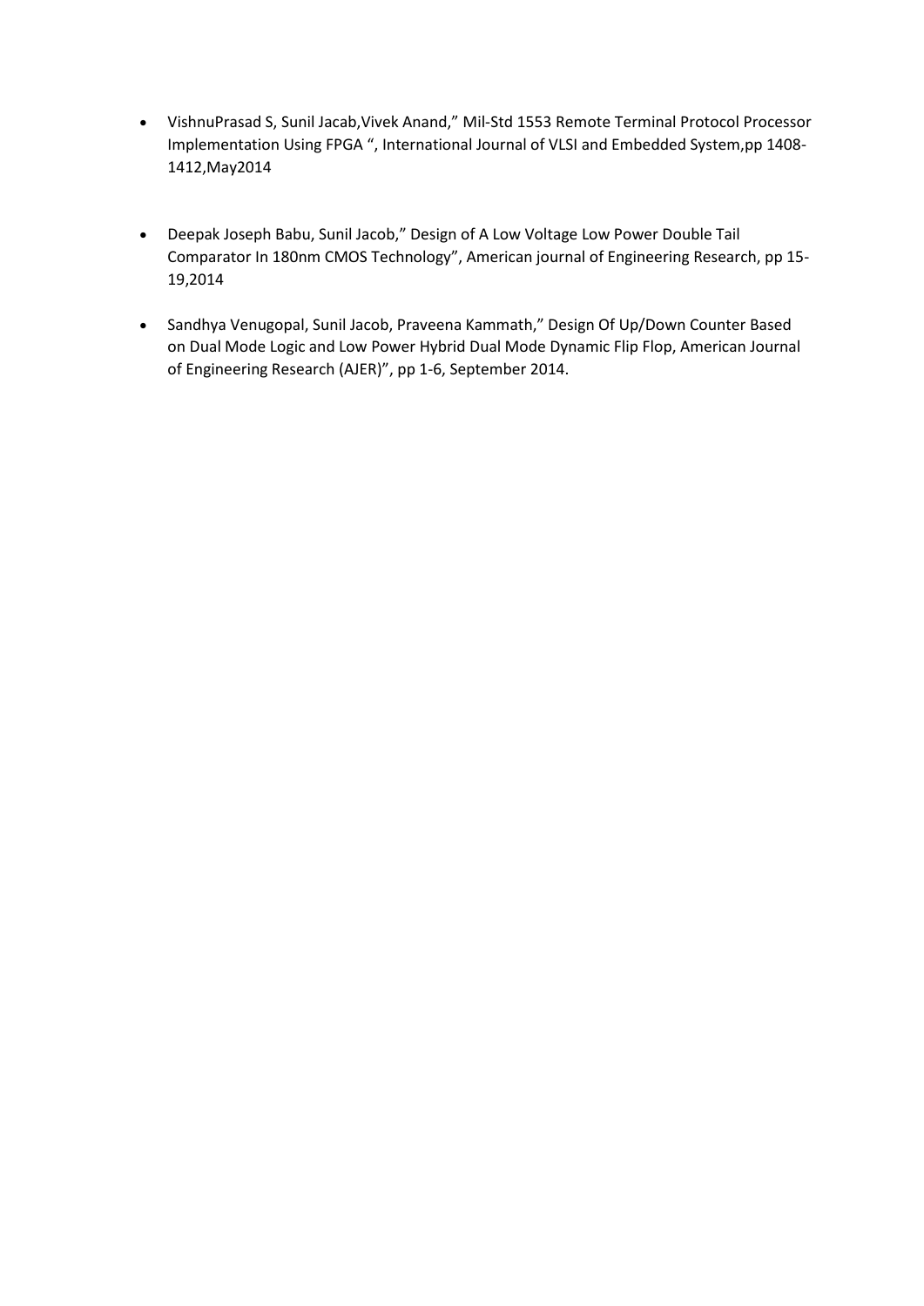- VishnuPrasad S, Sunil Jacab,Vivek Anand," Mil-Std 1553 Remote Terminal Protocol Processor Implementation Using FPGA ", International Journal of VLSI and Embedded System,pp 1408-1412,May2014

- Deepak Joseph Babu, Sunil Jacob," Design of A Low Voltage Low Power Double Tail Comparator In 180nm CMOS Technology", American journal of Engineering Research, pp 15-19,2014

- Sandhya Venugopal, Sunil Jacob, Praveena Kammath," Design Of Up/Down Counter Based on Dual Mode Logic and Low Power Hybrid Dual Mode Dynamic Flip Flop, American Journal of Engineering Research (AJER)", pp 1-6, September 2014.